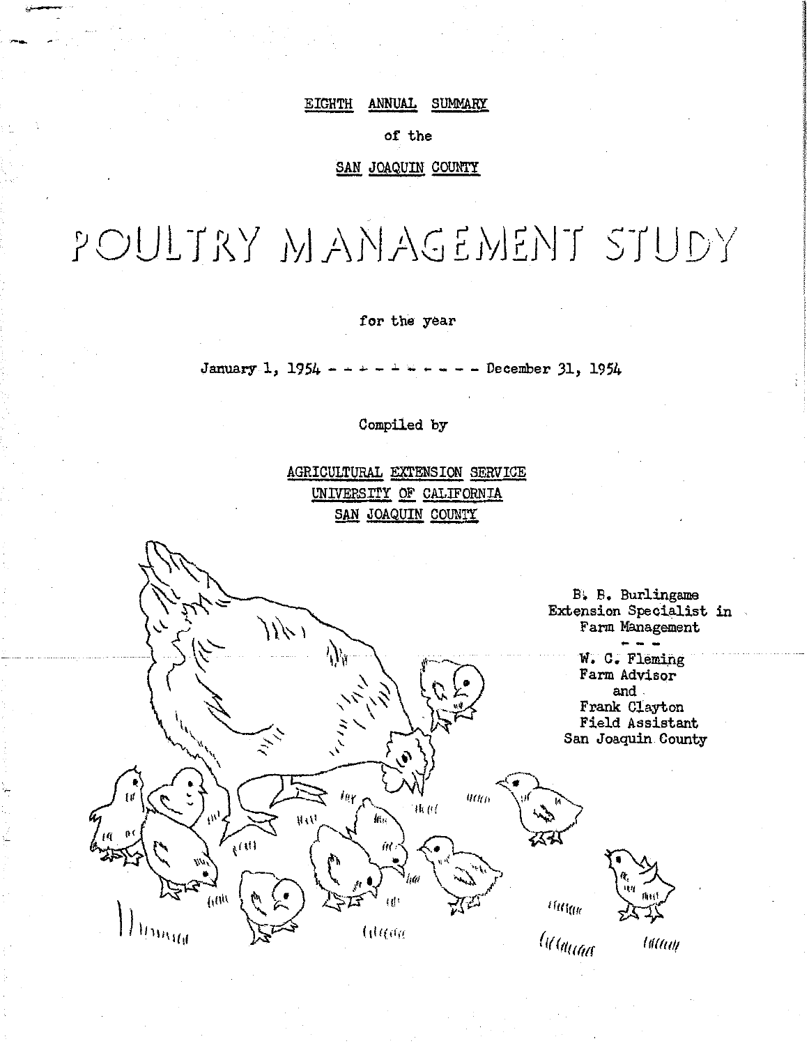EIGHTH ANNUAL SUMMARY

of the

SAN JOAQUIN COUNTY

# POULTRY MANAGEMENT STUDY

for the year

January 1, 1954 - - - - - - - - - - December 31, 1954

Compiled by

AGRICULTURAL EXTENSION SERVICE
UNIVERSITY OF CALIFORNIA
SAN JOAQUIN COUNTY

B. B. Burlingame
Extension Specialist in
Farm Management

\- - -

W. C. Fleming
Farm Advisor
and
Frank Clayton
Field Assistant
San Joaquin County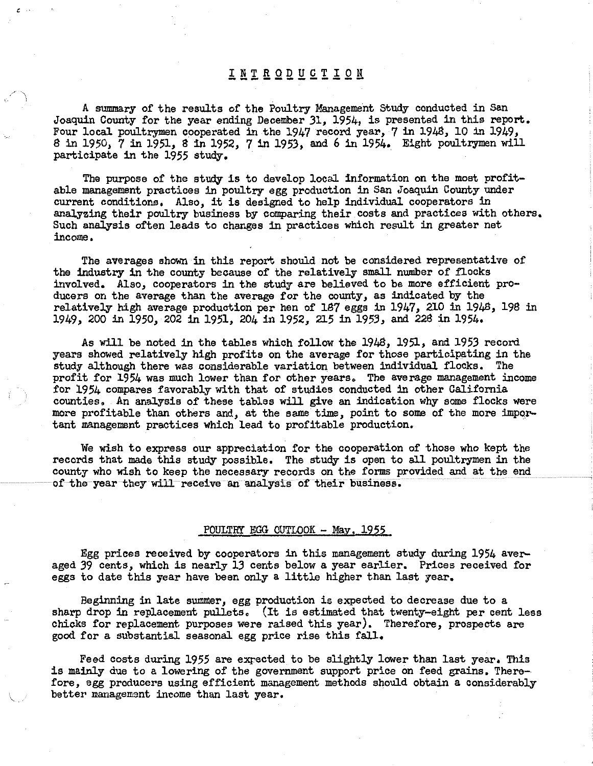# INTRODUCTION

A summary of the results of the Poultry Management Study conducted in San Joaquin County for the year ending December 31, 1954, is presented in this report. Four local poultrymen cooperated in the 1947 record year, 7 in 1948, 10 in 1949, 8 in 1950, 7 in 1951, 8 in 1952, 7 in 1953, and 6 in 1954. Eight poultrymen will participate in the 1955 study.

The purpose of the study is to develop local information on the most profitable management practices in poultry egg production in San Joaquin County under current conditions. Also, it is designed to help individual cooperators in analyzing their poultry business by comparing their costs and practices with others. Such analysis often leads to changes in practices which result in greater net income.

The averages shown in this report should not be considered representative of the industry in the county because of the relatively small number of flocks involved. Also, cooperators in the study are believed to be more efficient producers on the average than the average for the county, as indicated by the relatively high average production per hen of 187 eggs in 1947, 210 in 1948, 198 in 1949, 200 in 1950, 202 in 1951, 204 in 1952, 215 in 1953, and 228 in 1954.

As will be noted in the tables which follow the 1948, 1951, and 1953 record years showed relatively high profits on the average for those participating in the study although there was considerable variation between individual flocks. The profit for 1954 was much lower than for other years. The average management income for 1954 compares favorably with that of studies conducted in other California counties. An analysis of these tables will give an indication why some flocks were more profitable than others and, at the same time, point to some of the more important management practices which lead to profitable production.

We wish to express our appreciation for the cooperation of those who kept the records that made this study possible. The study is open to all poultrymen in the county who wish to keep the necessary records on the forms provided and at the end of the year they will receive an analysis of their business.

## POULTRY EGG OUTLOOK - May, 1955

Egg prices received by cooperators in this management study during 1954 averaged 39 cents, which is nearly 13 cents below a year earlier. Prices received for eggs to date this year have been only a little higher than last year.

Beginning in late summer, egg production is expected to decrease due to a sharp drop in replacement pullets. (It is estimated that twenty-eight per cent less chicks for replacement purposes were raised this year). Therefore, prospects are good for a substantial seasonal egg price rise this fall.

Feed costs during 1955 are expected to be slightly lower than last year. This is mainly due to a lowering of the government support price on feed grains. Therefore, egg producers using efficient management methods should obtain a considerably better management income than last year.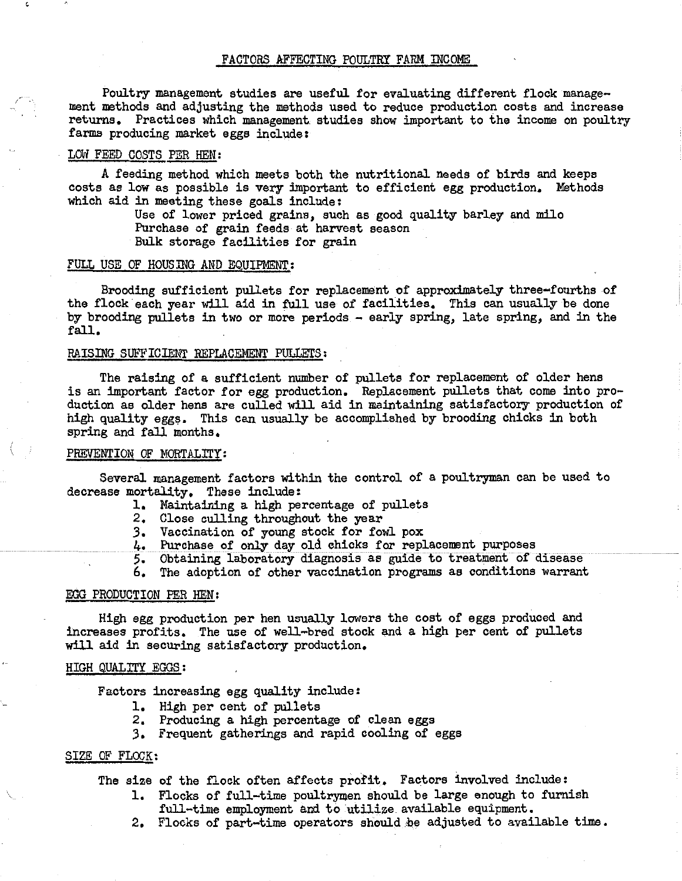# FACTORS AFFECTING POULTRY FARM INCOME

Poultry management studies are useful for evaluating different flock management methods and adjusting the methods used to reduce production costs and increase returns. Practices which management studies show important to the income on poultry farms producing market eggs include:

## LOW FEED COSTS PER HEN:

A feeding method which meets both the nutritional needs of birds and keeps costs as low as possible is very important to efficient egg production. Methods which aid in meeting these goals include:

- Use of lower priced grains, such as good quality barley and milo
- Purchase of grain feeds at harvest season
- Bulk storage facilities for grain

## FULL USE OF HOUSING AND EQUIPMENT:

Brooding sufficient pullets for replacement of approximately three-fourths of the flock each year will aid in full use of facilities. This can usually be done by brooding pullets in two or more periods - early spring, late spring, and in the fall.

## RAISING SUFFICIENT REPLACEMENT PULLETS:

The raising of a sufficient number of pullets for replacement of older hens is an important factor for egg production. Replacement pullets that come into production as older hens are culled will aid in maintaining satisfactory production of high quality eggs. This can usually be accomplished by brooding chicks in both spring and fall months.

## PREVENTION OF MORTALITY:

Several management factors within the control of a poultryman can be used to decrease mortality. These include:

1. Maintaining a high percentage of pullets
2. Close culling throughout the year
3. Vaccination of young stock for fowl pox
4. Purchase of only day old chicks for replacement purposes
5. Obtaining laboratory diagnosis as guide to treatment of disease
6. The adoption of other vaccination programs as conditions warrant

## EGG PRODUCTION PER HEN:

High egg production per hen usually lowers the cost of eggs produced and increases profits. The use of well-bred stock and a high per cent of pullets will aid in securing satisfactory production.

## HIGH QUALITY EGGS:

Factors increasing egg quality include:

1. High per cent of pullets
2. Producing a high percentage of clean eggs
3. Frequent gatherings and rapid cooling of eggs

## SIZE OF FLOCK:

The size of the flock often affects profit. Factors involved include:

1. Flocks of full-time poultrymen should be large enough to furnish full-time employment and to utilize available equipment.
2. Flocks of part-time operators should be adjusted to available time.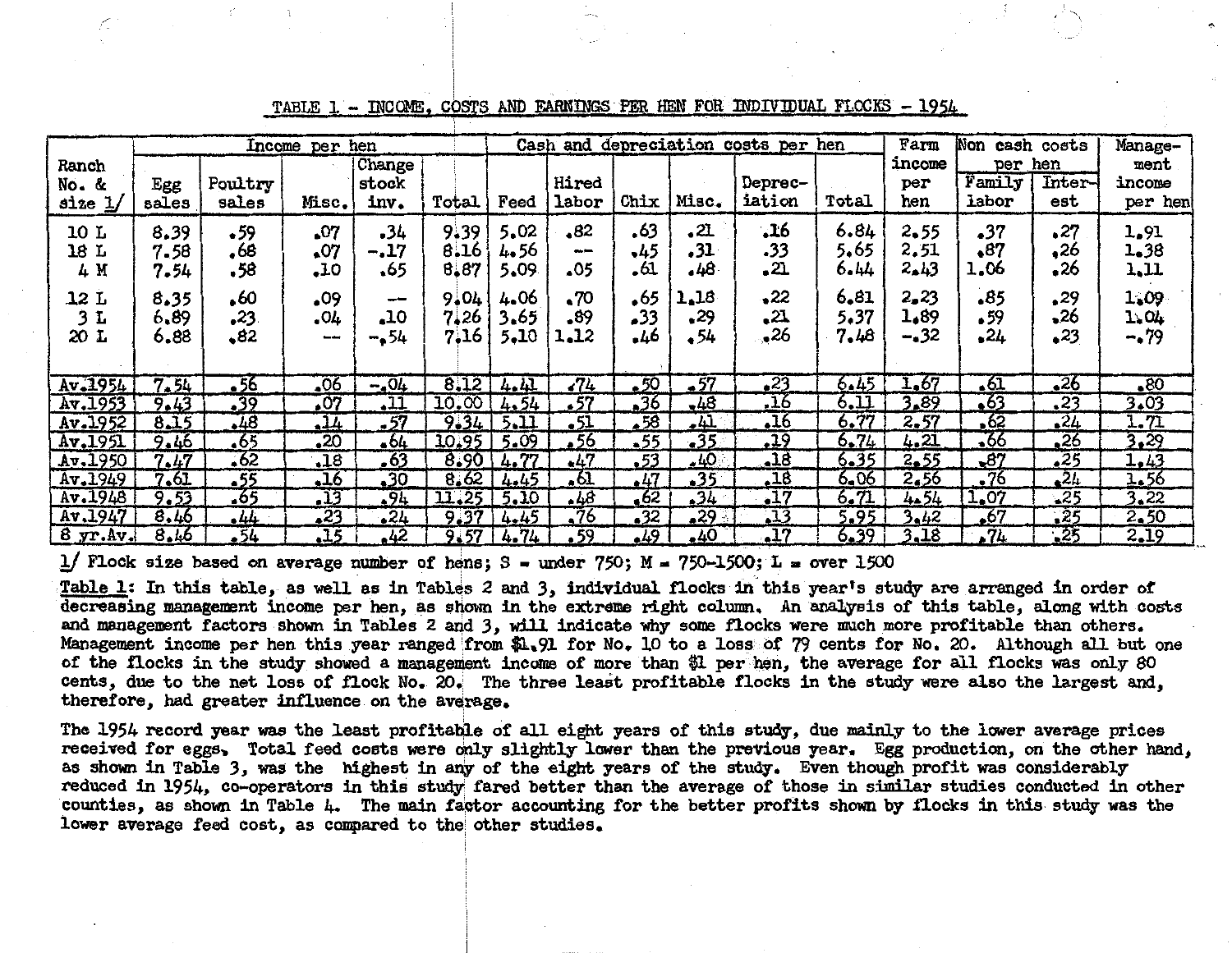TABLE 1 - INCOME, COSTS AND EARNINGS PER HEN FOR INDIVIDUAL FLOCKS - 1954

| Ranch No. & size 1/ | Income per hen | | | | | Cash and depreciation costs per hen | | | | | | Farm income per hen | Non cash costs per hen | | Manage-ment income per hen |
|---|---|---|---|---|---|---|---|---|---|---|---|---|---|---|---|
| | Egg sales | Poultry sales | Misc. | Change stock inv. | Total | Feed | Hired labor | Chix | Misc. | Deprec-iation | Total | | Family labor | Inter-est | |
| 10 L | 8.39 | .59 | .07 | .34 | 9.39 | 5.02 | .82 | .63 | .21 | .16 | 6.84 | 2.55 | .37 | .27 | 1.91 |
| 18 L | 7.58 | .68 | .07 | -.17 | 8.16 | 4.56 | -- | .45 | .31 | .33 | 5.65 | 2.51 | .87 | .26 | 1.38 |
| 4 M | 7.54 | .58 | .10 | .65 | 8.87 | 5.09 | .05 | .61 | .48 | .21 | 6.44 | 2.43 | 1.06 | .26 | 1.11 |
| 12 L | 8.35 | .60 | .09 | -- | 9.04 | 4.06 | .70 | .65 | 1.18 | .22 | 6.81 | 2.23 | .85 | .29 | 1.09 |
| 3 L | 6.89 | .23 | .04 | .10 | 7.26 | 3.65 | .89 | .33 | .29 | .21 | 5.37 | 1.89 | .59 | .26 | 1.04 |
| 20 L | 6.88 | .82 | -- | -.54 | 7.16 | 5.10 | 1.12 | .46 | .54 | .26 | 7.48 | -.32 | .24 | .23 | -.79 |
| Av.1954 | 7.54 | .56 | .06 | -.04 | 8.12 | 4.41 | .74 | .50 | .57 | .23 | 6.45 | 1.67 | .61 | .26 | .80 |
| Av.1953 | 9.43 | .39 | .07 | .11 | 10.00 | 4.54 | .57 | .36 | .48 | .16 | 6.11 | 3.89 | .63 | .23 | 3.03 |
| Av.1952 | 8.15 | .48 | .14 | .57 | 9.34 | 5.11 | .51 | .58 | .41 | .16 | 6.77 | 2.57 | .62 | .24 | 1.71 |
| Av.1951 | 9.46 | .65 | .20 | .64 | 10.95 | 5.09 | .56 | .55 | .35 | .19 | 6.74 | 4.21 | .66 | .26 | 3.29 |
| Av.1950 | 7.47 | .62 | .18 | .63 | 8.90 | 4.77 | .47 | .53 | .40 | .18 | 6.35 | 2.55 | .87 | .25 | 1.43 |
| Av.1949 | 7.61 | .55 | .16 | .30 | 8.62 | 4.45 | .61 | .47 | .35 | .18 | 6.06 | 2.56 | .76 | .24 | 1.56 |
| Av.1948 | 9.53 | .65 | .13 | .94 | 11.25 | 5.10 | .48 | .62 | .34 | .17 | 6.71 | 4.54 | 1.07 | .25 | 3.22 |
| Av.1947 | 8.46 | .44 | .23 | .24 | 9.37 | 4.45 | .76 | .32 | .29 | .13 | 5.95 | 3.42 | .67 | .25 | 2.50 |
| 8 yr.Av. | 8.46 | .54 | .15 | .42 | 9.57 | 4.74 | .59 | .49 | .40 | .17 | 6.39 | 3.18 | .74 | .25 | 2.19 |

1/ Flock size based on average number of hens; S = under 750; M = 750-1500; L = over 1500

Table 1: In this table, as well as in Tables 2 and 3, individual flocks in this year's study are arranged in order of decreasing management income per hen, as shown in the extreme right column. An analysis of this table, along with costs and management factors shown in Tables 2 and 3, will indicate why some flocks were much more profitable than others. Management income per hen this year ranged from $1.91 for No. 10 to a loss of 79 cents for No. 20. Although all but one of the flocks in the study showed a management income of more than $1 per hen, the average for all flocks was only 80 cents, due to the net loss of flock No. 20. The three least profitable flocks in the study were also the largest and, therefore, had greater influence on the average.

The 1954 record year was the least profitable of all eight years of this study, due mainly to the lower average prices received for eggs. Total feed costs were only slightly lower than the previous year. Egg production, on the other hand, as shown in Table 3, was the highest in any of the eight years of the study. Even though profit was considerably reduced in 1954, co-operators in this study fared better than the average of those in similar studies conducted in other counties, as shown in Table 4. The main factor accounting for the better profits shown by flocks in this study was the lower average feed cost, as compared to the other studies.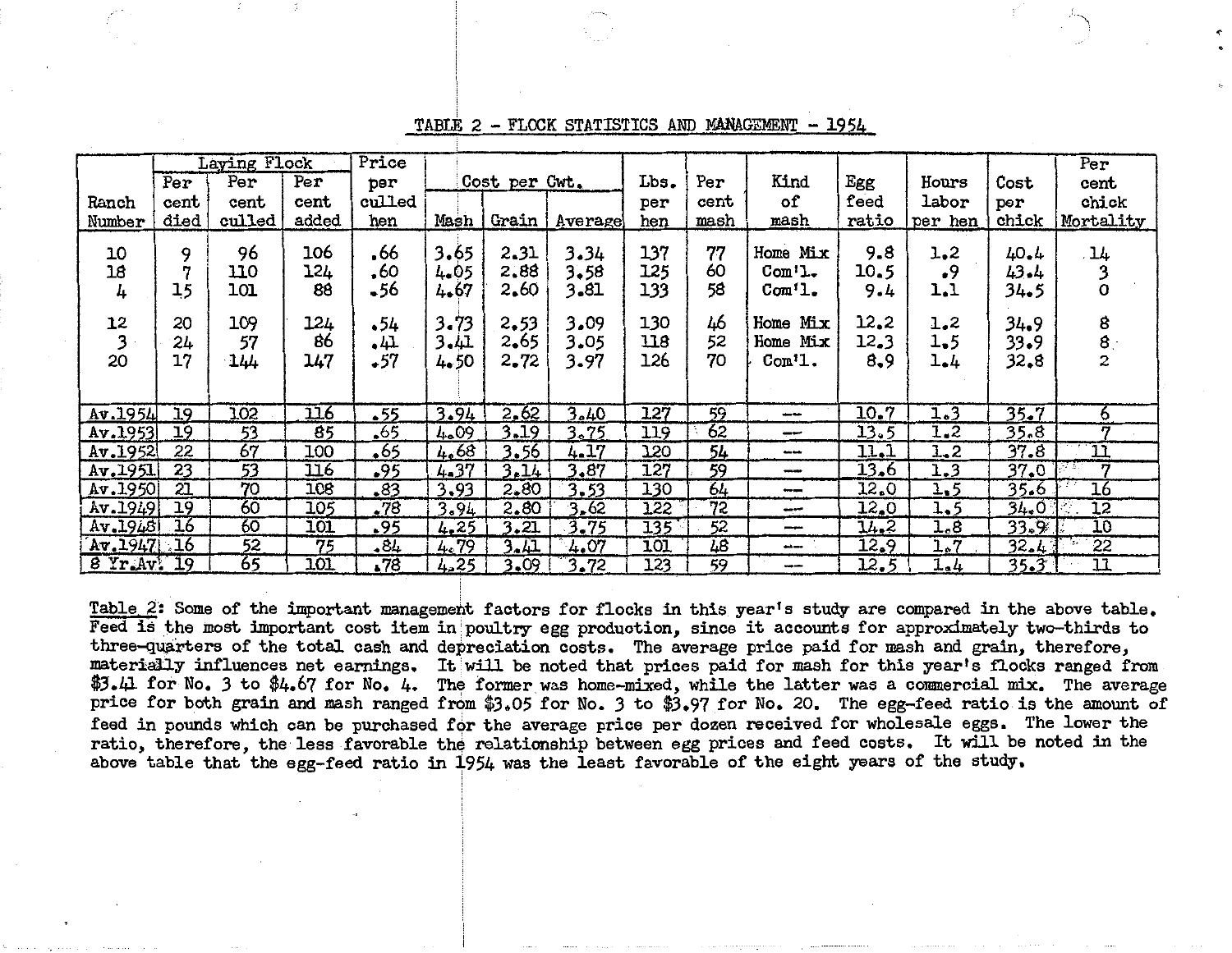## TABLE 2 - FLOCK STATISTICS AND MANAGEMENT - 1954

| Ranch Number | Laying Flock | | | Price per culled hen | Cost per Cwt. | | | Lbs. per hen | Per cent mash | Kind of mash | Egg feed ratio | Hours labor per hen | Cost per chick | Per cent chick Mortality |
|---|---|---|---|---|---|---|---|---|---|---|---|---|---|---|
| | Per cent died | Per cent culled | Per cent added | | Mash | Grain | Average | | | | | | | |
| 10 | 9 | 96 | 106 | .66 | 3.65 | 2.31 | 3.34 | 137 | 77 | Home Mix | 9.8 | 1.2 | 40.4 | 14 |
| 18 | 7 | 110 | 124 | .60 | 4.05 | 2.88 | 3.58 | 125 | 60 | Com'l. | 10.5 | .9 | 43.4 | 3 |
| 4 | 15 | 101 | 88 | .56 | 4.67 | 2.60 | 3.81 | 133 | 58 | Com'l. | 9.4 | 1.1 | 34.5 | 0 |
| 12 | 20 | 109 | 124 | .54 | 3.73 | 2.53 | 3.09 | 130 | 46 | Home Mix | 12.2 | 1.2 | 34.9 | 8 |
| 3 | 24 | 57 | 86 | .41 | 3.41 | 2.65 | 3.05 | 118 | 52 | Home Mix | 12.3 | 1.5 | 33.9 | 8 |
| 20 | 17 | 144 | 147 | .57 | 4.50 | 2.72 | 3.97 | 126 | 70 | Com'l. | 8.9 | 1.4 | 32.8 | 2 |
| Av.1954 | 19 | 102 | 116 | .55 | 3.94 | 2.62 | 3.40 | 127 | 59 | --- | 10.7 | 1.3 | 35.7 | 6 |
| Av.1953 | 19 | 53 | 85 | .65 | 4.09 | 3.19 | 3.75 | 119 | 62 | --- | 13.5 | 1.2 | 35.8 | 7 |
| Av.1952 | 22 | 67 | 100 | .65 | 4.68 | 3.56 | 4.17 | 120 | 54 | --- | 11.1 | 1.2 | 37.8 | 11 |
| Av.1951 | 23 | 53 | 116 | .95 | 4.37 | 3.14 | 3.87 | 127 | 59 | --- | 13.6 | 1.3 | 37.0 | 7 |
| Av.1950 | 21 | 70 | 108 | .83 | 3.93 | 2.80 | 3.53 | 130 | 64 | --- | 12.0 | 1.5 | 35.6 | 16 |
| Av.1949 | 19 | 60 | 105 | .78 | 3.94 | 2.80 | 3.62 | 122 | 72 | --- | 12.0 | 1.5 | 34.0 | 12 |
| Av.1948 | 16 | 60 | 101 | .95 | 4.25 | 3.21 | 3.75 | 135 | 52 | --- | 14.2 | 1.8 | 33.9 | 10 |
| Av.1947 | 16 | 52 | 75 | .84 | 4.79 | 3.41 | 4.07 | 101 | 48 | --- | 12.9 | 1.7 | 32.4 | 22 |
| 8 Yr.Av. | 19 | 65 | 101 | .78 | 4.25 | 3.09 | 3.72 | 123 | 59 | --- | 12.5 | 1.4 | 35.3 | 11 |

Table 2: Some of the important management factors for flocks in this year's study are compared in the above table. Feed is the most important cost item in poultry egg production, since it accounts for approximately two-thirds to three-quarters of the total cash and depreciation costs. The average price paid for mash and grain, therefore, materially influences net earnings. It will be noted that prices paid for mash for this year's flocks ranged from $3.41 for No. 3 to $4.67 for No. 4. The former was home-mixed, while the latter was a commercial mix. The average price for both grain and mash ranged from $3.05 for No. 3 to $3.97 for No. 20. The egg-feed ratio is the amount of feed in pounds which can be purchased for the average price per dozen received for wholesale eggs. The lower the ratio, therefore, the less favorable the relationship between egg prices and feed costs. It will be noted in the above table that the egg-feed ratio in 1954 was the least favorable of the eight years of the study.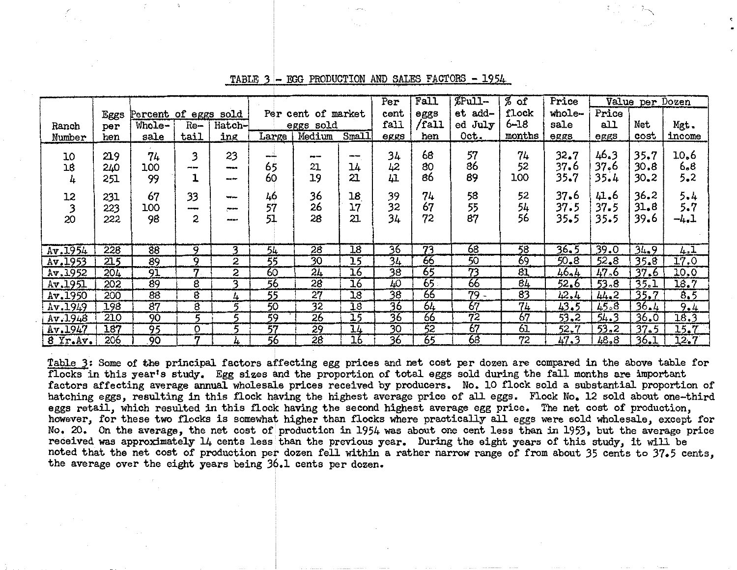## TABLE 3 - EGG PRODUCTION AND SALES FACTORS - 1954

| Ranch Number | Eggs per hen | Percent of eggs sold | | | Per cent of market eggs sold | | | Per cent fall eggs | Fall eggs /fall hen | %Pullet added July Oct. | % of flock 6-18 months | Price wholesale eggs | Value per Dozen | | |
|---|---|---|---|---|---|---|---|---|---|---|---|---|---|---|---|
| | | Wholesale | Retail | Hatching | Large | Medium | Small | | | | | | Price all eggs | Net cost | Mgt. income |
| 10 | 219 | 74 | 3 | 23 | --- | --- | --- | 34 | 68 | 57 | 74 | 32.7 | 46.3 | 35.7 | 10.6 |
| 18 | 240 | 100 | --- | --- | 65 | 21 | 14 | 42 | 80 | 86 | 52 | 37.6 | 37.6 | 30.8 | 6.8 |
| 4 | 251 | 99 | 1 | --- | 60 | 19 | 21 | 41 | 86 | 89 | 100 | 35.7 | 35.4 | 30.2 | 5.2 |
| 12 | 231 | 67 | 33 | --- | 46 | 36 | 18 | 39 | 74 | 58 | 52 | 37.6 | 41.6 | 36.2 | 5.4 |
| 3 | 223 | 100 | --- | --- | 57 | 26 | 17 | 32 | 67 | 55 | 54 | 37.5 | 37.5 | 31.8 | 5.7 |
| 20 | 222 | 98 | 2 | --- | 51 | 28 | 21 | 34 | 72 | 87 | 56 | 35.5 | 35.5 | 39.6 | -4.1 |
| Av.1954 | 228 | 88 | 9 | 3 | 54 | 28 | 18 | 36 | 73 | 68 | 58 | 36.5 | 39.0 | 34.9 | 4.1 |
| Av.1953 | 215 | 89 | 9 | 2 | 55 | 30 | 15 | 34 | 66 | 50 | 69 | 50.8 | 52.8 | 35.8 | 17.0 |
| Av.1952 | 204 | 91 | 7 | 2 | 60 | 24 | 16 | 38 | 65 | 73 | 81 | 46.4 | 47.6 | 37.6 | 10.0 |
| Av.1951 | 202 | 89 | 8 | 3 | 56 | 28 | 16 | 40 | 65 | 66 | 84 | 52.6 | 53.8 | 35.1 | 18.7 |
| Av.1950 | 200 | 88 | 8 | 4 | 55 | 27 | 18 | 38 | 66 | 79 | 83 | 42.4 | 44.2 | 35.7 | 8.5 |
| Av.1949 | 198 | 87 | 8 | 5 | 50 | 32 | 18 | 36 | 64 | 67 | 74 | 43.5 | 45.8 | 36.4 | 9.4 |
| Av.1948 | 210 | 90 | 5 | 5 | 59 | 26 | 15 | 36 | 66 | 72 | 67 | 53.2 | 54.3 | 36.0 | 18.3 |
| Av.1947 | 187 | 95 | 0 | 5 | 57 | 29 | 14 | 30 | 52 | 67 | 61 | 52.7 | 53.2 | 37.5 | 15.7 |
| 8 Yr.Av. | 206 | 90 | 7 | 4 | 56 | 28 | 16 | 36 | 65 | 68 | 72 | 47.3 | 48.8 | 36.1 | 12.7 |

Table 3: Some of the principal factors affecting egg prices and net cost per dozen are compared in the above table for flocks in this year's study. Egg sizes and the proportion of total eggs sold during the fall months are important factors affecting average annual wholesale prices received by producers. No. 10 flock sold a substantial proportion of hatching eggs, resulting in this flock having the highest average price of all eggs. Flock No. 12 sold about one-third eggs retail, which resulted in this flock having the second highest average egg price. The net cost of production, however, for these two flocks is somewhat higher than flocks where practically all eggs were sold wholesale, except for No. 20. On the average, the net cost of production in 1954 was about one cent less than in 1953, but the average price received was approximately 14 cents less than the previous year. During the eight years of this study, it will be noted that the net cost of production per dozen fell within a rather narrow range of from about 35 cents to 37.5 cents, the average over the eight years being 36.1 cents per dozen.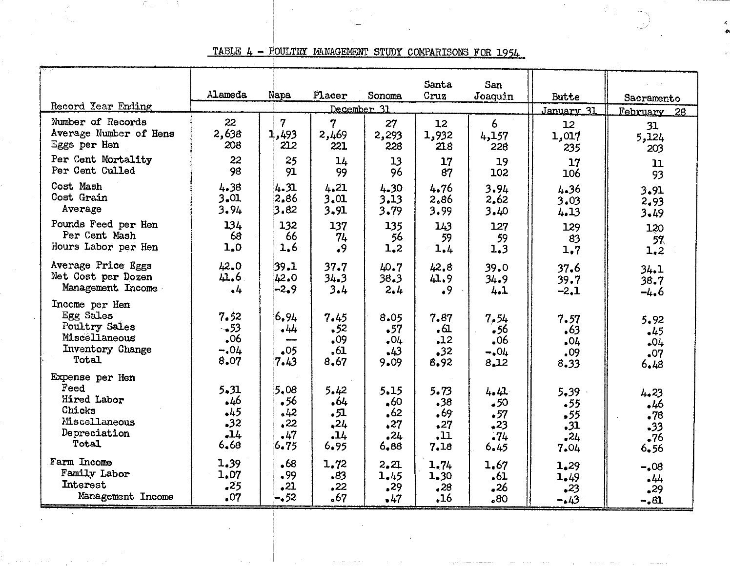TABLE 4 - POULTRY MANAGEMENT STUDY COMPARISONS FOR 1954

| Record Year Ending | Alameda | Napa | Placer | Sonoma | Santa Cruz | San Joaquin | Butte | Sacramento |
|---|---|---|---|---|---|---|---|---|
| | December 31 | | | | | | January 31 | February 28 |
| Number of Records | 22 | 7 | 7 | 27 | 12 | 6 | 12 | 31 |
| Average Number of Hens | 2,638 | 1,493 | 2,469 | 2,293 | 1,932 | 4,157 | 1,017 | 5,124 |
| Eggs per Hen | 208 | 212 | 221 | 228 | 218 | 228 | 235 | 203 |
| Per Cent Mortality | 22 | 25 | 14 | 13 | 17 | 19 | 17 | 11 |
| Per Cent Culled | 98 | 91 | 99 | 96 | 87 | 102 | 106 | 93 |
| Cost Mash | 4.38 | 4.31 | 4.21 | 4.30 | 4.76 | 3.94 | 4.36 | 3.91 |
| Cost Grain | 3.01 | 2.86 | 3.01 | 3.13 | 2.86 | 2.62 | 3.03 | 2.93 |
| Average | 3.94 | 3.82 | 3.91 | 3.79 | 3.99 | 3.40 | 4.13 | 3.49 |
| Pounds Feed per Hen | 134 | 132 | 137 | 135 | 143 | 127 | 129 | 120 |
| Per Cent Mash | 68 | 66 | 74 | 56 | 59 | 59 | 83 | 57 |
| Hours Labor per Hen | 1.0 | 1.6 | .9 | 1.2 | 1.4 | 1.3 | 1.7 | 1.2 |
| Average Price Eggs | 42.0 | 39.1 | 37.7 | 40.7 | 42.8 | 39.0 | 37.6 | 34.1 |
| Net Cost per Dozen | 41.6 | 42.0 | 34.3 | 38.3 | 41.9 | 34.9 | 39.7 | 38.7 |
| Management Income | .4 | -2.9 | 3.4 | 2.4 | .9 | 4.1 | -2.1 | -4.6 |
| Income per Hen | | | | | | | | |
| Egg Sales | 7.52 | 6.94 | 7.45 | 8.05 | 7.87 | 7.54 | 7.57 | 5.92 |
| Poultry Sales | .53 | .44 | .52 | .57 | .61 | .56 | .63 | .45 |
| Miscellaneous | .06 | — | .09 | .04 | .12 | .06 | .04 | .04 |
| Inventory Change | -.04 | .05 | .61 | .43 | .32 | -.04 | .09 | .07 |
| Total | 8.07 | 7.43 | 8.67 | 9.09 | 8.92 | 8.12 | 8.33 | 6.48 |
| Expense per Hen | | | | | | | | |
| Feed | 5.31 | 5.08 | 5.42 | 5.15 | 5.73 | 4.41 | 5.39 | 4.23 |
| Hired Labor | .46 | .56 | .64 | .60 | .38 | .50 | .55 | .46 |
| Chicks | .45 | .42 | .51 | .62 | .69 | .57 | .55 | .78 |
| Miscellaneous | .32 | .22 | .24 | .27 | .27 | .23 | .31 | .33 |
| Depreciation | .14 | .47 | .14 | .24 | .11 | .74 | .24 | .76 |
| Total | 6.68 | 6.75 | 6.95 | 6.88 | 7.18 | 6.45 | 7.04 | 6.56 |
| Farm Income | 1.39 | .68 | 1.72 | 2.21 | 1.74 | 1.67 | 1.29 | -.08 |
| Family Labor | 1.07 | .99 | .83 | 1.45 | 1.30 | .61 | 1.49 | .44 |
| Interest | .25 | .21 | .22 | .29 | .28 | .26 | .23 | .29 |
| Management Income | .07 | -.52 | .67 | .47 | .16 | .80 | -.43 | -.81 |